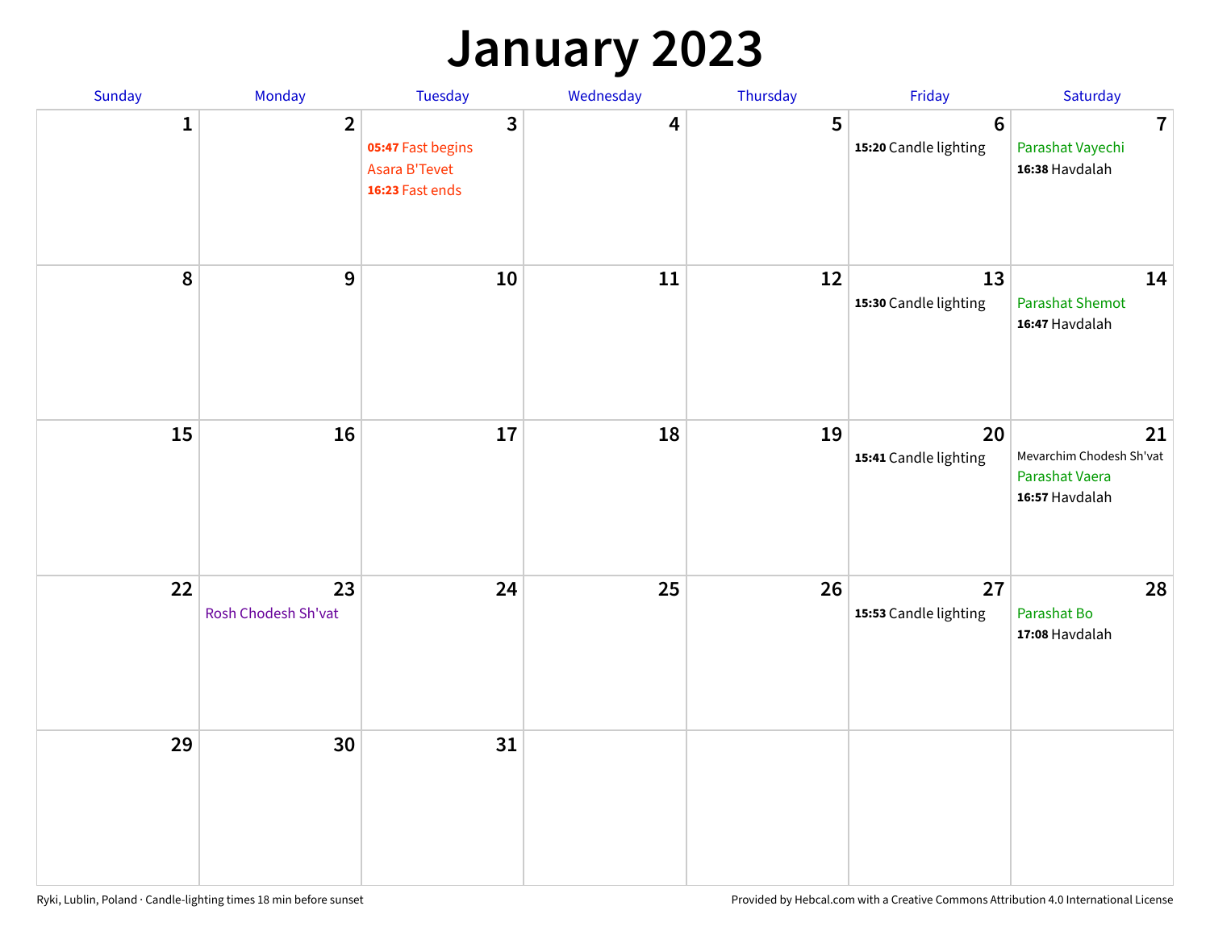# January 2023

| Sunday | Monday | Tuesday | Wednesday | Thursday | Friday | Saturday |
|---|---|---|---|---|---|---|
| 1 | 2 | 3<br>**05:47** Fast begins<br>Asara B'Tevet<br>**16:23** Fast ends | 4 | 5 | 6<br>**15:20** Candle lighting | 7<br>Parashat Vayechi<br>**16:38** Havdalah |
| 8 | 9 | 10 | 11 | 12 | 13<br>**15:30** Candle lighting | 14<br>Parashat Shemot<br>**16:47** Havdalah |
| 15 | 16 | 17 | 18 | 19 | 20<br>**15:41** Candle lighting | 21<br>Mevarchim Chodesh Sh'vat<br>Parashat Vaera<br>**16:57** Havdalah |
| 22 | 23<br>Rosh Chodesh Sh'vat | 24 | 25 | 26 | 27<br>**15:53** Candle lighting | 28<br>Parashat Bo<br>**17:08** Havdalah |
| 29 | 30 | 31 | | | | |

Ryki, Lublin, Poland · Candle-lighting times 18 min before sunset

Provided by Hebcal.com with a Creative Commons Attribution 4.0 International License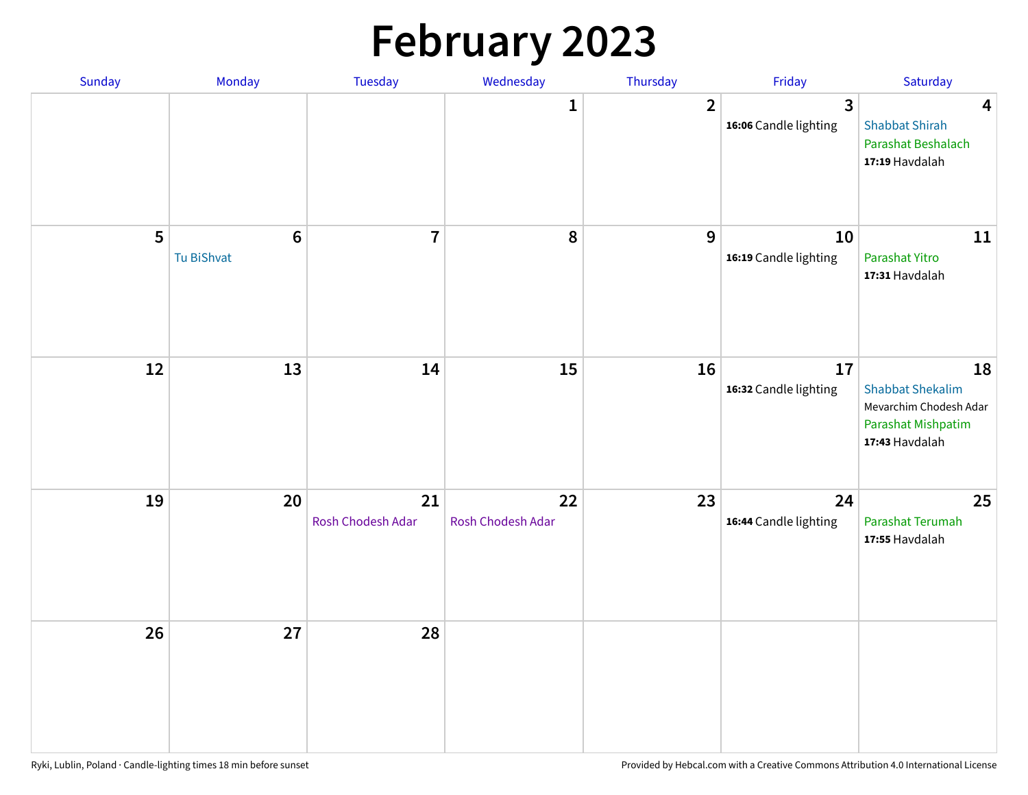# February 2023

| Sunday | Monday | Tuesday | Wednesday | Thursday | Friday | Saturday |
|---|---|---|---|---|---|---|
| | | | 1 | 2 | 3<br>**16:06** Candle lighting | 4<br>Shabbat Shirah<br>Parashat Beshalach<br>**17:19** Havdalah |
| 5 | 6<br>Tu BiShvat | 7 | 8 | 9 | 10<br>**16:19** Candle lighting | 11<br>Parashat Yitro<br>**17:31** Havdalah |
| 12 | 13 | 14 | 15 | 16 | 17<br>**16:32** Candle lighting | 18<br>Shabbat Shekalim<br>Mevarchim Chodesh Adar<br>Parashat Mishpatim<br>**17:43** Havdalah |
| 19 | 20 | 21<br>Rosh Chodesh Adar | 22<br>Rosh Chodesh Adar | 23 | 24<br>**16:44** Candle lighting | 25<br>Parashat Terumah<br>**17:55** Havdalah |
| 26 | 27 | 28 | | | | |

Ryki, Lublin, Poland · Candle-lighting times 18 min before sunset

Provided by Hebcal.com with a Creative Commons Attribution 4.0 International License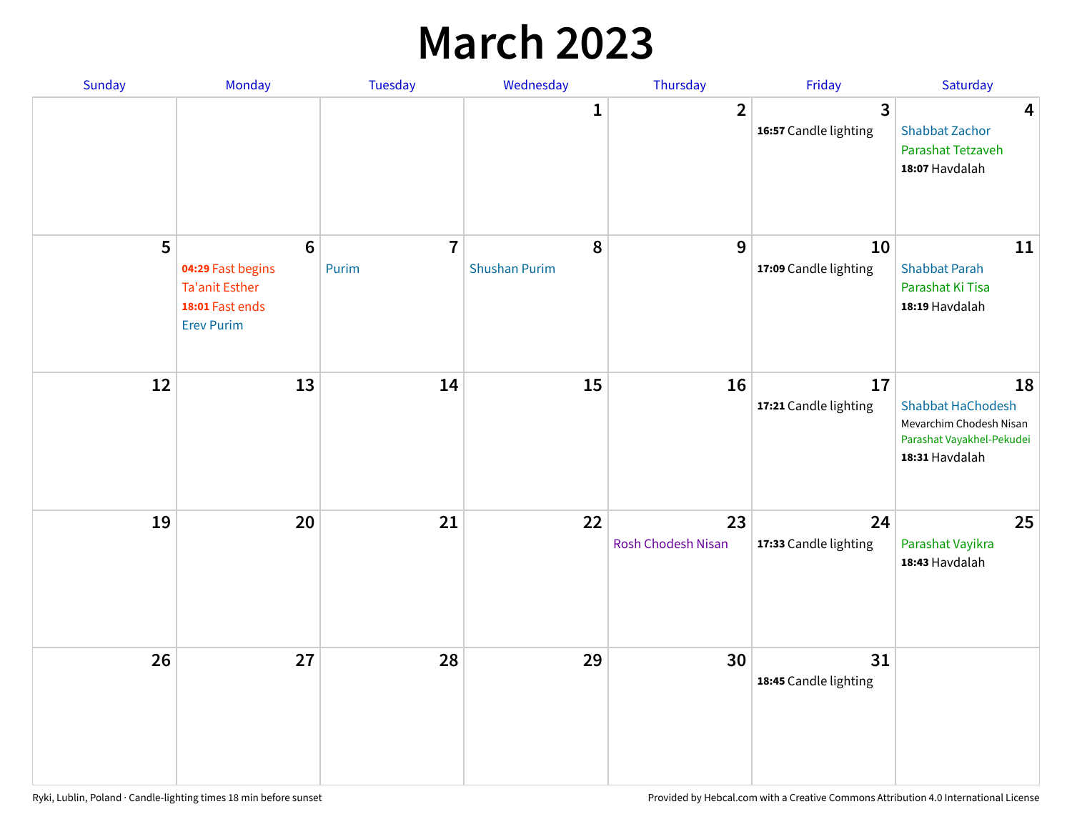# March 2023

| Sunday | Monday | Tuesday | Wednesday | Thursday | Friday | Saturday |
|---|---|---|---|---|---|---|
| | | | 1 | 2 | 3<br>**16:57** Candle lighting | 4<br>Shabbat Zachor<br>Parashat Tetzaveh<br>**18:07** Havdalah |
| 5 | 6<br>**04:29** Fast begins<br>Ta'anit Esther<br>**18:01** Fast ends<br>Erev Purim | 7<br>Purim | 8<br>Shushan Purim | 9 | 10<br>**17:09** Candle lighting | 11<br>Shabbat Parah<br>Parashat Ki Tisa<br>**18:19** Havdalah |
| 12 | 13 | 14 | 15 | 16 | 17<br>**17:21** Candle lighting | 18<br>Shabbat HaChodesh<br>Mevarchim Chodesh Nisan<br>Parashat Vayakhel-Pekudei<br>**18:31** Havdalah |
| 19 | 20 | 21 | 22 | 23<br>Rosh Chodesh Nisan | 24<br>**17:33** Candle lighting | 25<br>Parashat Vayikra<br>**18:43** Havdalah |
| 26 | 27 | 28 | 29 | 30 | 31<br>**18:45** Candle lighting | |

Ryki, Lublin, Poland · Candle-lighting times 18 min before sunset

Provided by Hebcal.com with a Creative Commons Attribution 4.0 International License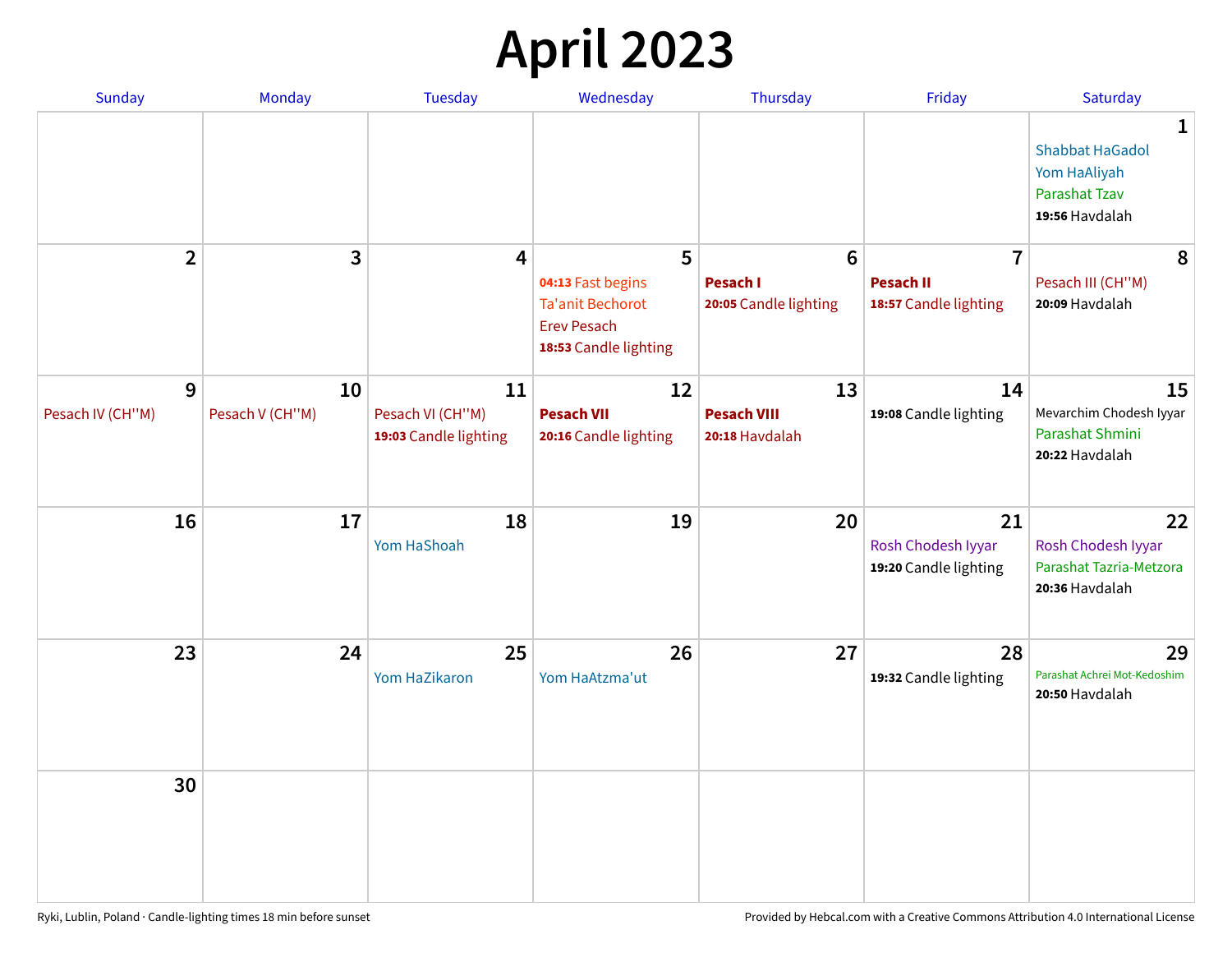# April 2023

| Sunday | Monday | Tuesday | Wednesday | Thursday | Friday | Saturday |
|---|---|---|---|---|---|---|
| | | | | | | **1**<br>Shabbat HaGadol<br>Yom HaAliyah<br>Parashat Tzav<br>**19:56** Havdalah |
| **2** | **3** | **4** | **5**<br>**04:13** Fast begins<br>Ta'anit Bechorot<br>Erev Pesach<br>**18:53** Candle lighting | **6**<br>**Pesach I**<br>**20:05** Candle lighting | **7**<br>**Pesach II**<br>**18:57** Candle lighting | **8**<br>Pesach III (CH''M)<br>**20:09** Havdalah |
| **9**<br>Pesach IV (CH''M) | **10**<br>Pesach V (CH''M) | **11**<br>Pesach VI (CH''M)<br>**19:03** Candle lighting | **12**<br>**Pesach VII**<br>**20:16** Candle lighting | **13**<br>**Pesach VIII**<br>**20:18** Havdalah | **14**<br>**19:08** Candle lighting | **15**<br>Mevarchim Chodesh Iyyar<br>Parashat Shmini<br>**20:22** Havdalah |
| **16** | **17** | **18**<br>Yom HaShoah | **19** | **20** | **21**<br>Rosh Chodesh Iyyar<br>**19:20** Candle lighting | **22**<br>Rosh Chodesh Iyyar<br>Parashat Tazria-Metzora<br>**20:36** Havdalah |
| **23** | **24** | **25**<br>Yom HaZikaron | **26**<br>Yom HaAtzma'ut | **27** | **28**<br>**19:32** Candle lighting | **29**<br>Parashat Achrei Mot-Kedoshim<br>**20:50** Havdalah |
| **30** | | | | | | |

Ryki, Lublin, Poland · Candle-lighting times 18 min before sunset

Provided by Hebcal.com with a Creative Commons Attribution 4.0 International License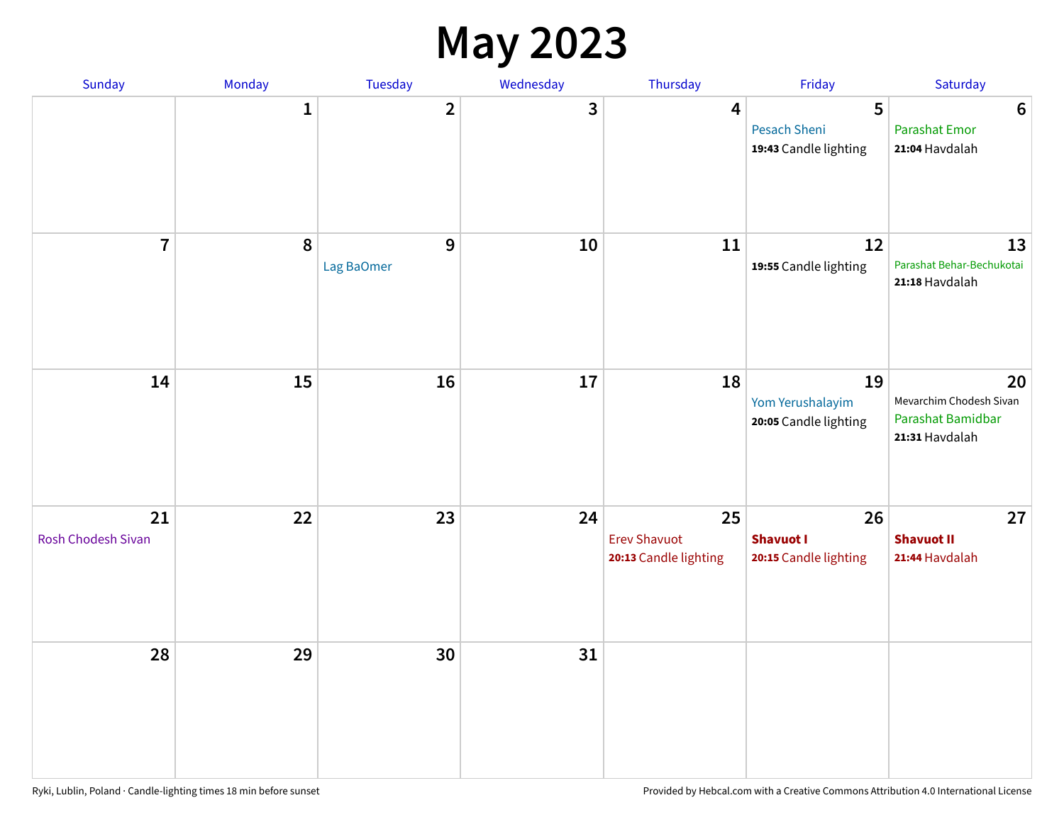# May 2023

| Sunday | Monday | Tuesday | Wednesday | Thursday | Friday | Saturday |
| --- | --- | --- | --- | --- | --- | --- |
| | 1 | 2 | 3 | 4 | 5<br>Pesach Sheni<br>**19:43** Candle lighting | 6<br>Parashat Emor<br>**21:04** Havdalah |
| 7 | 8 | 9<br>Lag BaOmer | 10 | 11 | 12<br>**19:55** Candle lighting | 13<br>Parashat Behar-Bechukotai<br>**21:18** Havdalah |
| 14 | 15 | 16 | 17 | 18 | 19<br>Yom Yerushalayim<br>**20:05** Candle lighting | 20<br>Mevarchim Chodesh Sivan<br>Parashat Bamidbar<br>**21:31** Havdalah |
| 21<br>Rosh Chodesh Sivan | 22 | 23 | 24 | 25<br>Erev Shavuot<br>**20:13** Candle lighting | 26<br>**Shavuot I**<br>**20:15** Candle lighting | 27<br>**Shavuot II**<br>**21:44** Havdalah |
| 28 | 29 | 30 | 31 | | | |

Ryki, Lublin, Poland · Candle-lighting times 18 min before sunset

Provided by Hebcal.com with a Creative Commons Attribution 4.0 International License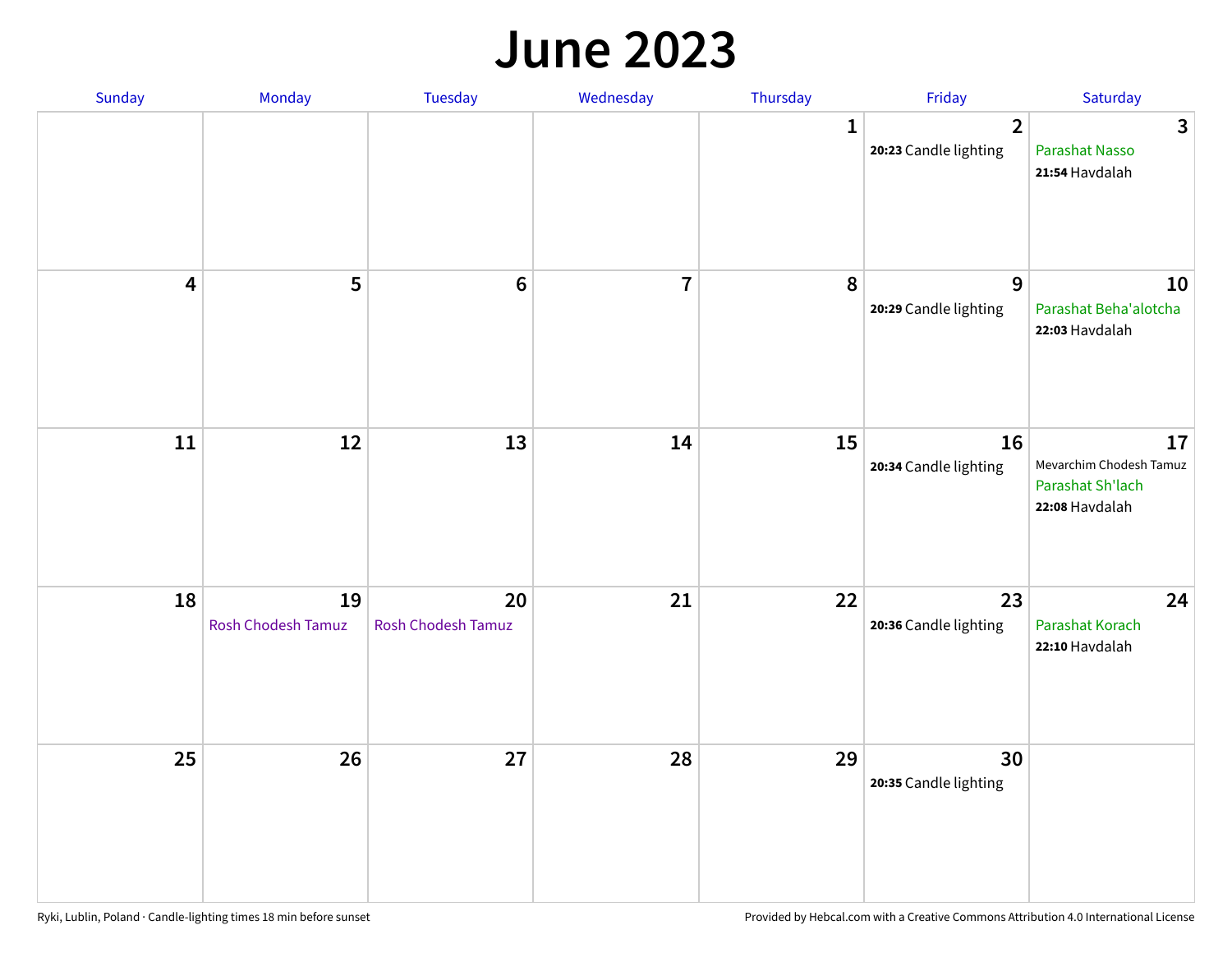# June 2023

| Sunday | Monday | Tuesday | Wednesday | Thursday | Friday | Saturday |
|---|---|---|---|---|---|---|
| | | | | 1 | 2<br>**20:23** Candle lighting | 3<br>Parashat Nasso<br>**21:54** Havdalah |
| 4 | 5 | 6 | 7 | 8 | 9<br>**20:29** Candle lighting | 10<br>Parashat Beha'alotcha<br>**22:03** Havdalah |
| 11 | 12 | 13 | 14 | 15 | 16<br>**20:34** Candle lighting | 17<br>Mevarchim Chodesh Tamuz<br>Parashat Sh'lach<br>**22:08** Havdalah |
| 18 | 19<br>Rosh Chodesh Tamuz | 20<br>Rosh Chodesh Tamuz | 21 | 22 | 23<br>**20:36** Candle lighting | 24<br>Parashat Korach<br>**22:10** Havdalah |
| 25 | 26 | 27 | 28 | 29 | 30<br>**20:35** Candle lighting | |

Ryki, Lublin, Poland · Candle-lighting times 18 min before sunset

Provided by Hebcal.com with a Creative Commons Attribution 4.0 International License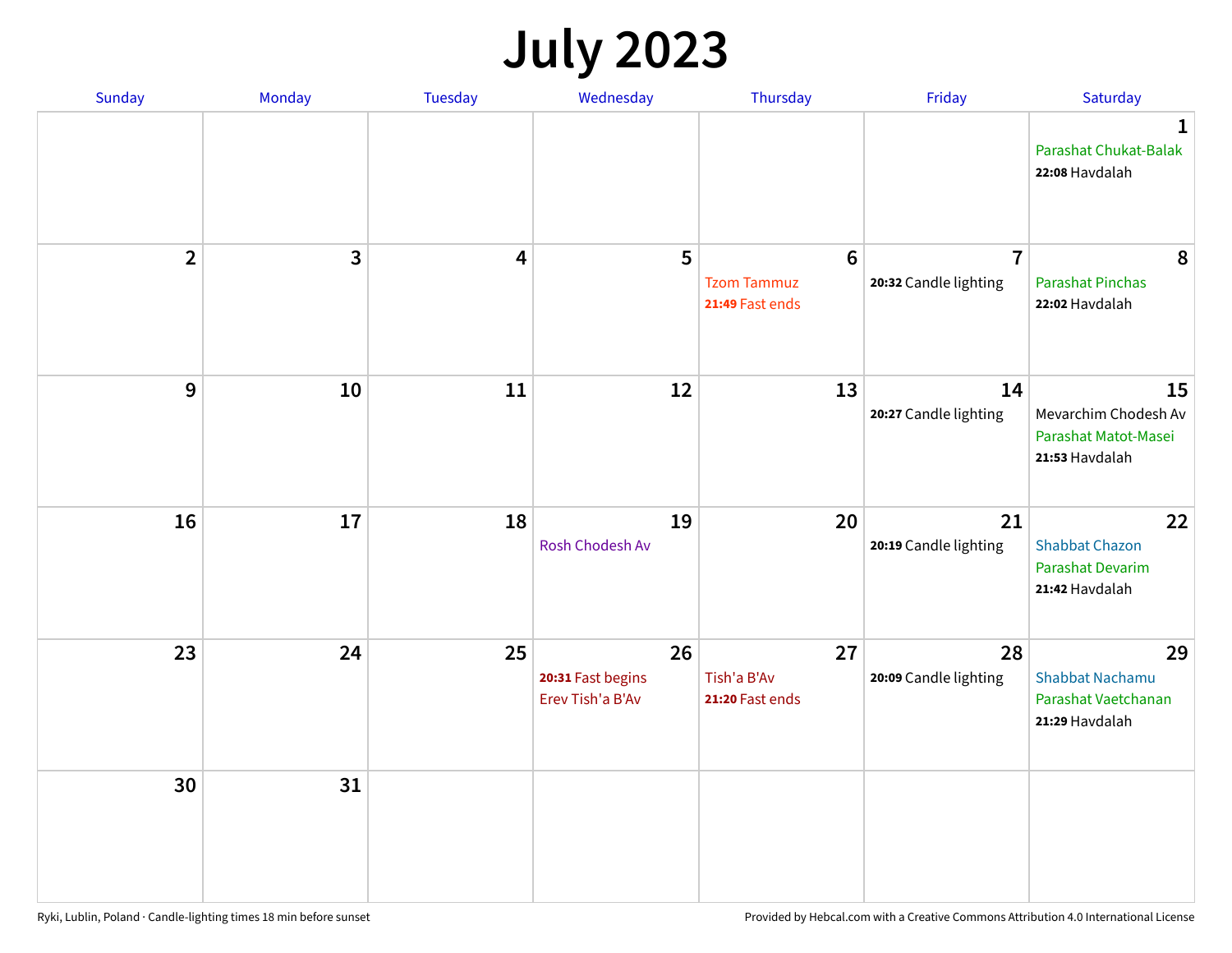# July 2023

| Sunday | Monday | Tuesday | Wednesday | Thursday | Friday | Saturday |
|---|---|---|---|---|---|---|
| | | | | | | 1<br>Parashat Chukat-Balak<br>**22:08** Havdalah |
| 2 | 3 | 4 | 5 | 6<br>Tzom Tammuz<br>**21:49** Fast ends | 7<br>**20:32** Candle lighting | 8<br>Parashat Pinchas<br>**22:02** Havdalah |
| 9 | 10 | 11 | 12 | 13 | 14<br>**20:27** Candle lighting | 15<br>Mevarchim Chodesh Av<br>Parashat Matot-Masei<br>**21:53** Havdalah |
| 16 | 17 | 18 | 19<br>Rosh Chodesh Av | 20 | 21<br>**20:19** Candle lighting | 22<br>Shabbat Chazon<br>Parashat Devarim<br>**21:42** Havdalah |
| 23 | 24 | 25 | 26<br>**20:31** Fast begins<br>Erev Tish'a B'Av | 27<br>Tish'a B'Av<br>**21:20** Fast ends | 28<br>**20:09** Candle lighting | 29<br>Shabbat Nachamu<br>Parashat Vaetchanan<br>**21:29** Havdalah |
| 30 | 31 | | | | | |

Ryki, Lublin, Poland · Candle-lighting times 18 min before sunset

Provided by Hebcal.com with a Creative Commons Attribution 4.0 International License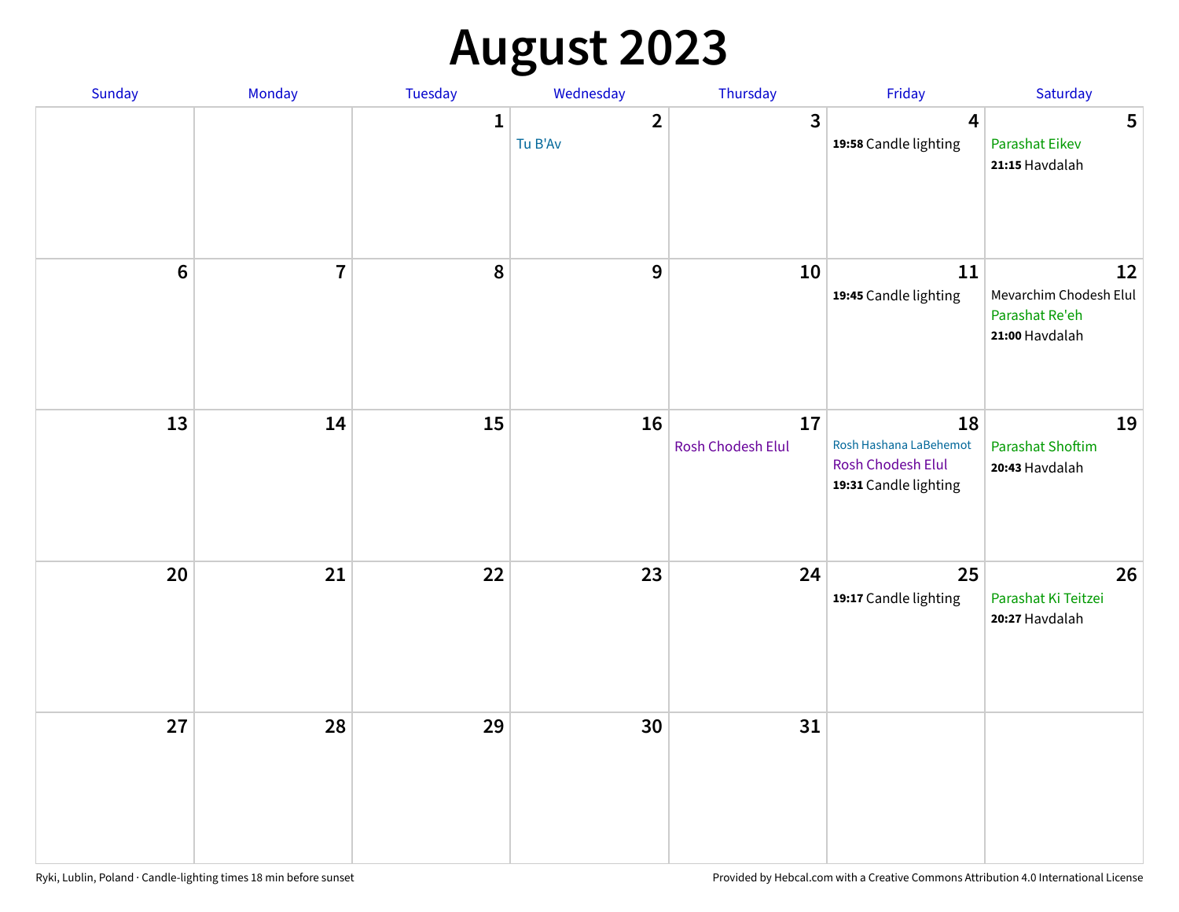# August 2023

| Sunday | Monday | Tuesday | Wednesday | Thursday | Friday | Saturday |
|---|---|---|---|---|---|---|
| | | 1 | 2<br>Tu B'Av | 3 | 4<br>**19:58** Candle lighting | 5<br>Parashat Eikev<br>**21:15** Havdalah |
| 6 | 7 | 8 | 9 | 10 | 11<br>**19:45** Candle lighting | 12<br>Mevarchim Chodesh Elul<br>Parashat Re'eh<br>**21:00** Havdalah |
| 13 | 14 | 15 | 16 | 17<br>Rosh Chodesh Elul | 18<br>Rosh Hashana LaBehemot<br>Rosh Chodesh Elul<br>**19:31** Candle lighting | 19<br>Parashat Shoftim<br>**20:43** Havdalah |
| 20 | 21 | 22 | 23 | 24 | 25<br>**19:17** Candle lighting | 26<br>Parashat Ki Teitzei<br>**20:27** Havdalah |
| 27 | 28 | 29 | 30 | 31 | | |

Ryki, Lublin, Poland · Candle-lighting times 18 min before sunset

Provided by Hebcal.com with a Creative Commons Attribution 4.0 International License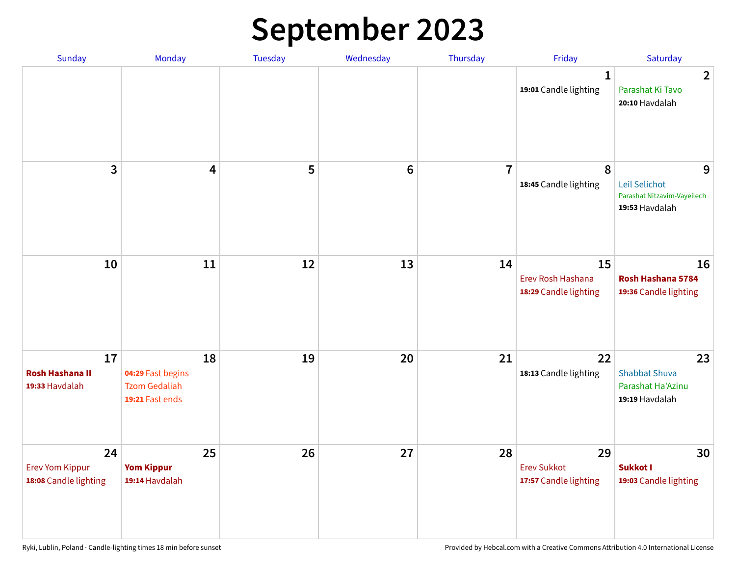# September 2023

| Sunday | Monday | Tuesday | Wednesday | Thursday | Friday | Saturday |
|---|---|---|---|---|---|---|
| | | | | | **1**<br>**19:01** Candle lighting | **2**<br>Parashat Ki Tavo<br>**20:10** Havdalah |
| **3** | **4** | **5** | **6** | **7** | **8**<br>**18:45** Candle lighting | **9**<br>Leil Selichot<br>Parashat Nitzavim-Vayeilech<br>**19:53** Havdalah |
| **10** | **11** | **12** | **13** | **14** | **15**<br>Erev Rosh Hashana<br>**18:29** Candle lighting | **16**<br>**Rosh Hashana 5784**<br>**19:36** Candle lighting |
| **17**<br>**Rosh Hashana II**<br>**19:33** Havdalah | **18**<br>**04:29** Fast begins<br>Tzom Gedaliah<br>**19:21** Fast ends | **19** | **20** | **21** | **22**<br>**18:13** Candle lighting | **23**<br>Shabbat Shuva<br>Parashat Ha'Azinu<br>**19:19** Havdalah |
| **24**<br>Erev Yom Kippur<br>**18:08** Candle lighting | **25**<br>**Yom Kippur**<br>**19:14** Havdalah | **26** | **27** | **28** | **29**<br>Erev Sukkot<br>**17:57** Candle lighting | **30**<br>**Sukkot I**<br>**19:03** Candle lighting |

Ryki, Lublin, Poland · Candle-lighting times 18 min before sunset

Provided by Hebcal.com with a Creative Commons Attribution 4.0 International License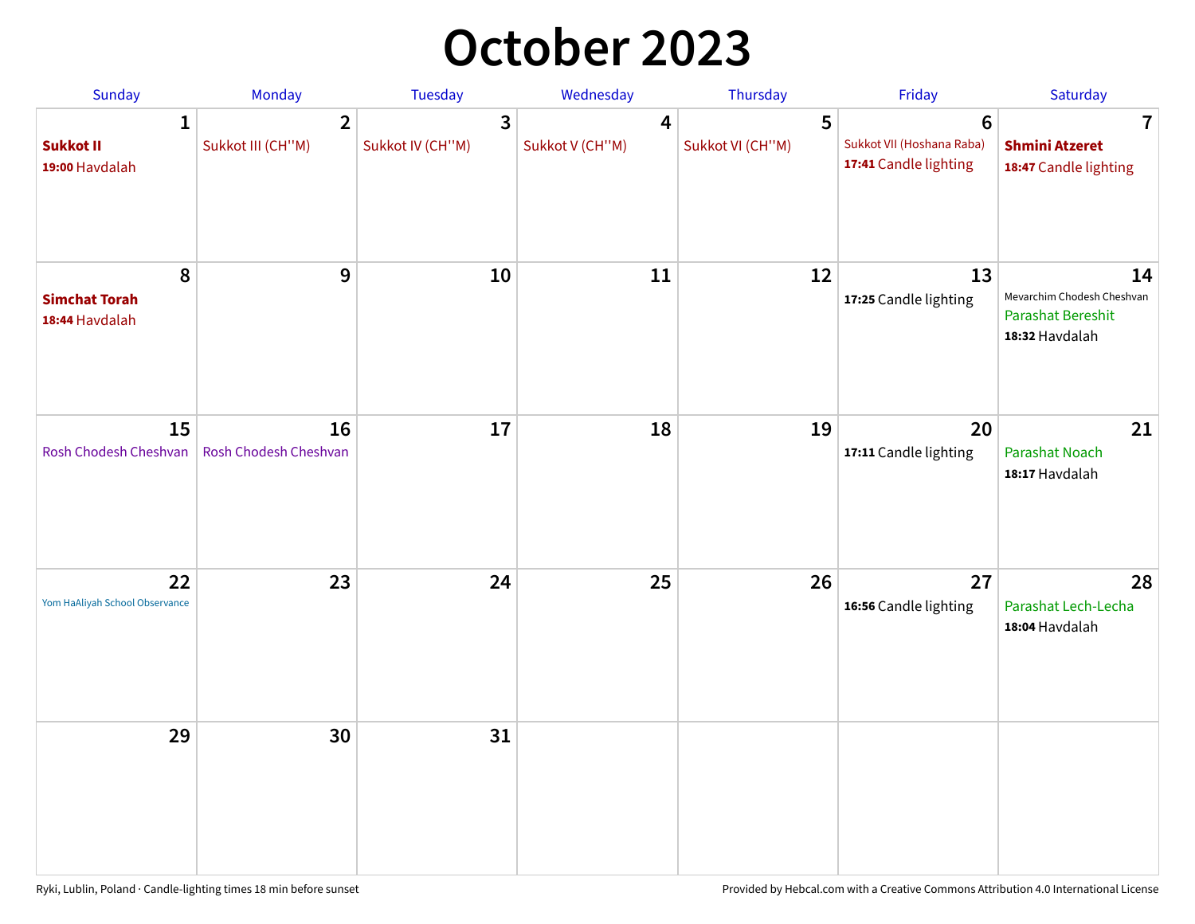# October 2023

| Sunday | Monday | Tuesday | Wednesday | Thursday | Friday | Saturday |
|---|---|---|---|---|---|---|
| 1<br>**Sukkot II**<br>**19:00** Havdalah | 2<br>Sukkot III (CH''M) | 3<br>Sukkot IV (CH''M) | 4<br>Sukkot V (CH''M) | 5<br>Sukkot VI (CH''M) | 6<br>Sukkot VII (Hoshana Raba)<br>**17:41** Candle lighting | 7<br>**Shmini Atzeret**<br>**18:47** Candle lighting |
| 8<br>**Simchat Torah**<br>**18:44** Havdalah | 9 | 10 | 11 | 12 | 13<br>**17:25** Candle lighting | 14<br>Mevarchim Chodesh Cheshvan<br>Parashat Bereshit<br>**18:32** Havdalah |
| 15<br>Rosh Chodesh Cheshvan | 16<br>Rosh Chodesh Cheshvan | 17 | 18 | 19 | 20<br>**17:11** Candle lighting | 21<br>Parashat Noach<br>**18:17** Havdalah |
| 22<br>Yom HaAliyah School Observance | 23 | 24 | 25 | 26 | 27<br>**16:56** Candle lighting | 28<br>Parashat Lech-Lecha<br>**18:04** Havdalah |
| 29 | 30 | 31 | | | | |

Ryki, Lublin, Poland · Candle-lighting times 18 min before sunset

Provided by Hebcal.com with a Creative Commons Attribution 4.0 International License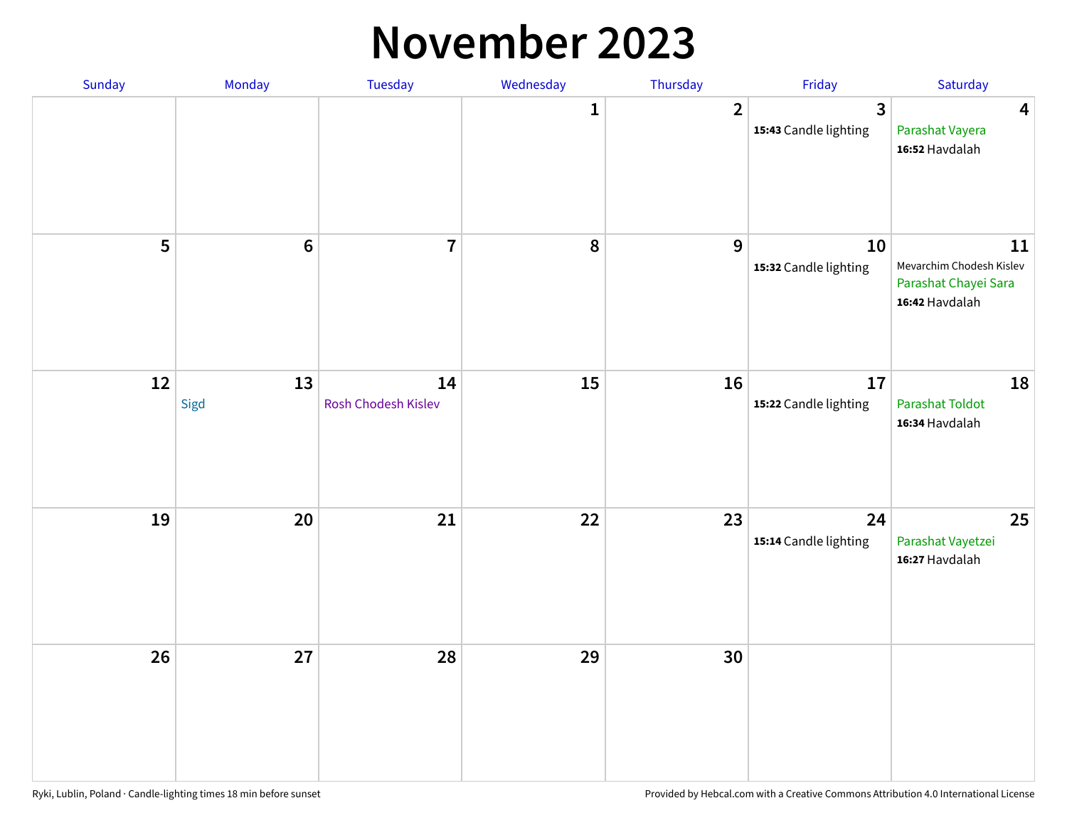# November 2023

| Sunday | Monday | Tuesday | Wednesday | Thursday | Friday | Saturday |
| --- | --- | --- | --- | --- | --- | --- |
| | | | 1 | 2 | 3<br>**15:43** Candle lighting | 4<br>Parashat Vayera<br>**16:52** Havdalah |
| 5 | 6 | 7 | 8 | 9 | 10<br>**15:32** Candle lighting | 11<br>Mevarchim Chodesh Kislev<br>Parashat Chayei Sara<br>**16:42** Havdalah |
| 12 | 13<br>Sigd | 14<br>Rosh Chodesh Kislev | 15 | 16 | 17<br>**15:22** Candle lighting | 18<br>Parashat Toldot<br>**16:34** Havdalah |
| 19 | 20 | 21 | 22 | 23 | 24<br>**15:14** Candle lighting | 25<br>Parashat Vayetzei<br>**16:27** Havdalah |
| 26 | 27 | 28 | 29 | 30 | | |

Ryki, Lublin, Poland · Candle-lighting times 18 min before sunset

Provided by Hebcal.com with a Creative Commons Attribution 4.0 International License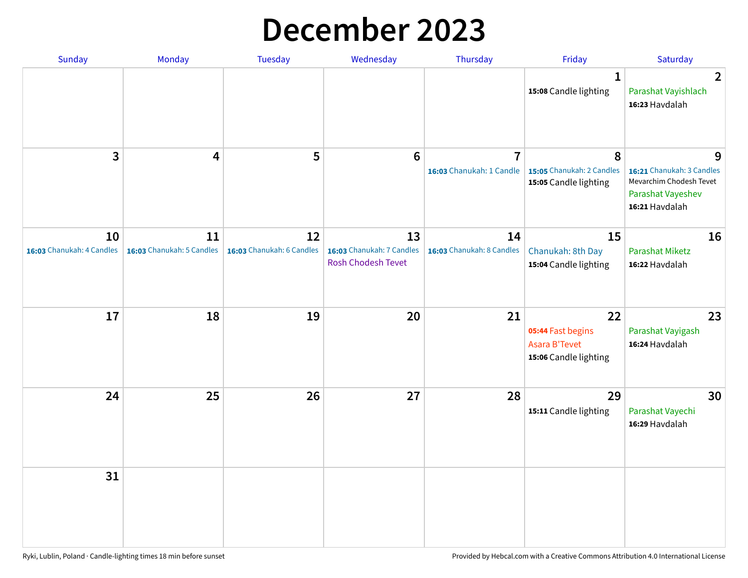# December 2023

| Sunday | Monday | Tuesday | Wednesday | Thursday | Friday | Saturday |
|---|---|---|---|---|---|---|
| | | | | | 1<br>**15:08** Candle lighting | 2<br>Parashat Vayishlach<br>**16:23** Havdalah |
| 3 | 4 | 5 | 6 | 7<br>**16:03** Chanukah: 1 Candle | 8<br>**15:05** Chanukah: 2 Candles<br>**15:05** Candle lighting | 9<br>**16:21** Chanukah: 3 Candles<br>Mevarchim Chodesh Tevet<br>Parashat Vayeshev<br>**16:21** Havdalah |
| 10<br>**16:03** Chanukah: 4 Candles | 11<br>**16:03** Chanukah: 5 Candles | 12<br>**16:03** Chanukah: 6 Candles | 13<br>**16:03** Chanukah: 7 Candles<br>Rosh Chodesh Tevet | 14<br>**16:03** Chanukah: 8 Candles | 15<br>Chanukah: 8th Day<br>**15:04** Candle lighting | 16<br>Parashat Miketz<br>**16:22** Havdalah |
| 17 | 18 | 19 | 20 | 21 | 22<br>**05:44** Fast begins<br>Asara B'Tevet<br>**15:06** Candle lighting | 23<br>Parashat Vayigash<br>**16:24** Havdalah |
| 24 | 25 | 26 | 27 | 28 | 29<br>**15:11** Candle lighting | 30<br>Parashat Vayechi<br>**16:29** Havdalah |
| 31 | | | | | | |

Ryki, Lublin, Poland · Candle-lighting times 18 min before sunset

Provided by Hebcal.com with a Creative Commons Attribution 4.0 International License